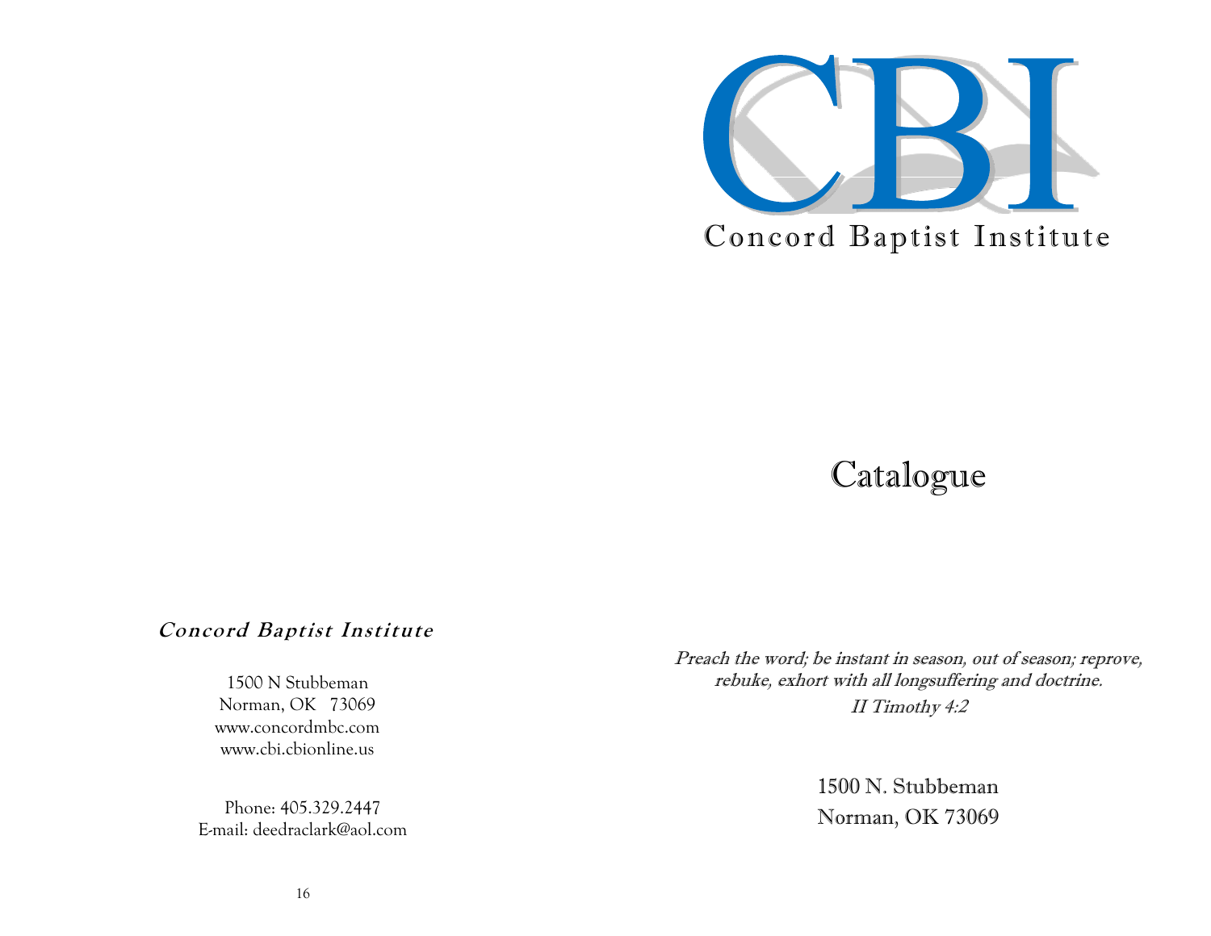# CBI

## Concord Baptist Institute

# Catalogue

*Preach the word; be instant in season, out of season; reprove, rebuke, exhort with all longsuffering and doctrine.*

*II Timothy 4:2*

1500 N. Stubbeman
Norman, OK 73069

---

***Concord Baptist Institute***

1500 N Stubbeman
Norman, OK 73069
www.concordmbc.com
www.cbi.cbionline.us

Phone: 405.329.2447
E-mail: deedraclark@aol.com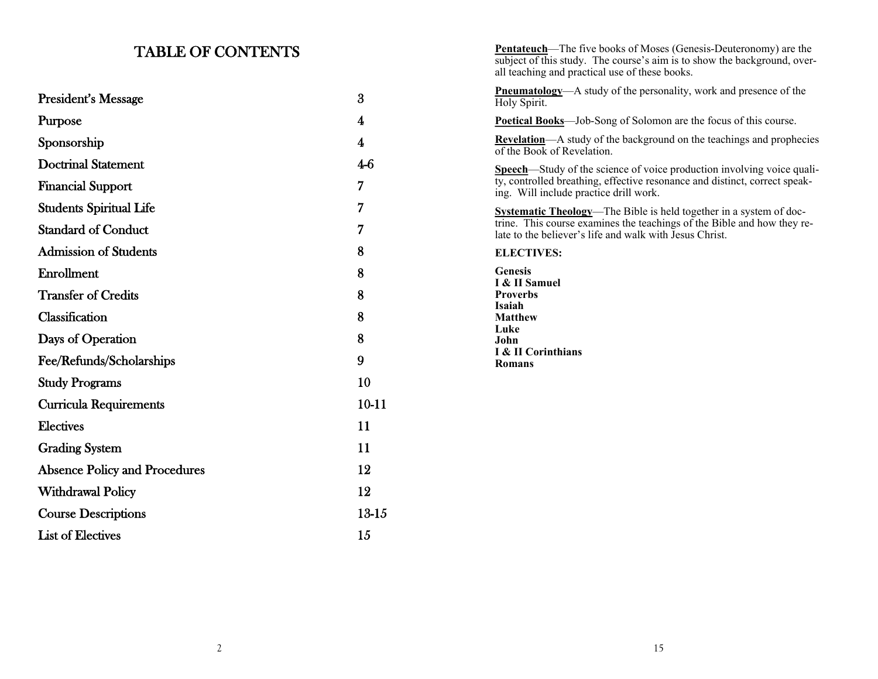# TABLE OF CONTENTS

| | |
|---|---|
| President's Message | 3 |
| Purpose | 4 |
| Sponsorship | 4 |
| Doctrinal Statement | 4-6 |
| Financial Support | 7 |
| Students Spiritual Life | 7 |
| Standard of Conduct | 7 |
| Admission of Students | 8 |
| Enrollment | 8 |
| Transfer of Credits | 8 |
| Classification | 8 |
| Days of Operation | 8 |
| Fee/Refunds/Scholarships | 9 |
| Study Programs | 10 |
| Curricula Requirements | 10-11 |
| Electives | 11 |
| Grading System | 11 |
| Absence Policy and Procedures | 12 |
| Withdrawal Policy | 12 |
| Course Descriptions | 13-15 |
| List of Electives | 15 |

**Pentateuch**—The five books of Moses (Genesis-Deuteronomy) are the subject of this study. The course's aim is to show the background, overall teaching and practical use of these books.

**Pneumatology**—A study of the personality, work and presence of the Holy Spirit.

**Poetical Books**—Job-Song of Solomon are the focus of this course.

**Revelation**—A study of the background on the teachings and prophecies of the Book of Revelation.

**Speech**—Study of the science of voice production involving voice quality, controlled breathing, effective resonance and distinct, correct speaking. Will include practice drill work.

**Systematic Theology**—The Bible is held together in a system of doctrine. This course examines the teachings of the Bible and how they relate to the believer's life and walk with Jesus Christ.

**ELECTIVES:**

**Genesis**
**I & II Samuel**
**Proverbs**
**Isaiah**
**Matthew**
**Luke**
**John**
**I & II Corinthians**
**Romans**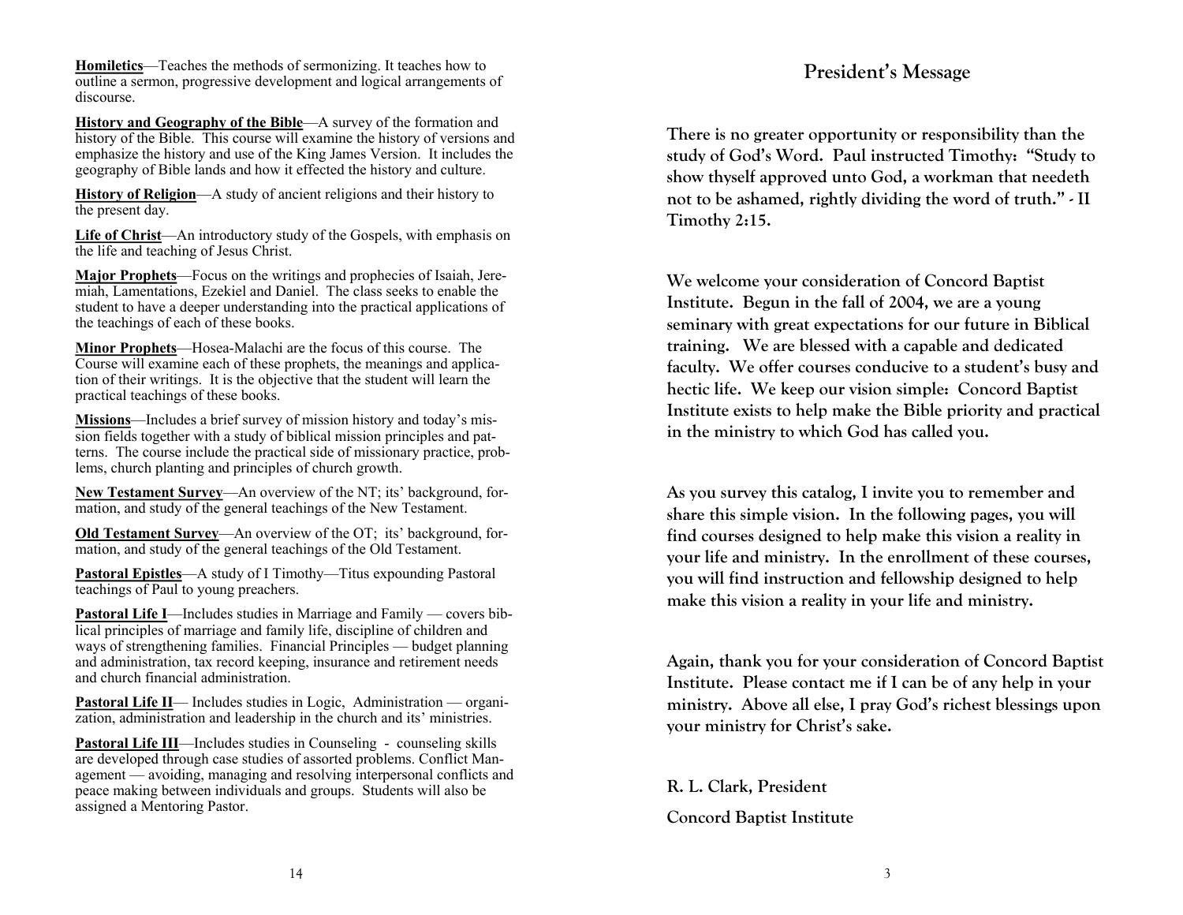**Homiletics**—Teaches the methods of sermonizing. It teaches how to outline a sermon, progressive development and logical arrangements of discourse.

**History and Geography of the Bible**—A survey of the formation and history of the Bible. This course will examine the history of versions and emphasize the history and use of the King James Version. It includes the geography of Bible lands and how it effected the history and culture.

**History of Religion**—A study of ancient religions and their history to the present day.

**Life of Christ**—An introductory study of the Gospels, with emphasis on the life and teaching of Jesus Christ.

**Major Prophets**—Focus on the writings and prophecies of Isaiah, Jeremiah, Lamentations, Ezekiel and Daniel. The class seeks to enable the student to have a deeper understanding into the practical applications of the teachings of each of these books.

**Minor Prophets**—Hosea-Malachi are the focus of this course. The Course will examine each of these prophets, the meanings and application of their writings. It is the objective that the student will learn the practical teachings of these books.

**Missions**—Includes a brief survey of mission history and today's mission fields together with a study of biblical mission principles and patterns. The course include the practical side of missionary practice, problems, church planting and principles of church growth.

**New Testament Survey**—An overview of the NT; its' background, formation, and study of the general teachings of the New Testament.

**Old Testament Survey**—An overview of the OT; its' background, formation, and study of the general teachings of the Old Testament.

**Pastoral Epistles**—A study of I Timothy—Titus expounding Pastoral teachings of Paul to young preachers.

**Pastoral Life I**—Includes studies in Marriage and Family — covers biblical principles of marriage and family life, discipline of children and ways of strengthening families. Financial Principles — budget planning and administration, tax record keeping, insurance and retirement needs and church financial administration.

**Pastoral Life II**— Includes studies in Logic, Administration — organization, administration and leadership in the church and its' ministries.

**Pastoral Life III**—Includes studies in Counseling - counseling skills are developed through case studies of assorted problems. Conflict Management — avoiding, managing and resolving interpersonal conflicts and peace making between individuals and groups. Students will also be assigned a Mentoring Pastor.

## President's Message

**There is no greater opportunity or responsibility than the study of God's Word. Paul instructed Timothy: "Study to show thyself approved unto God, a workman that needeth not to be ashamed, rightly dividing the word of truth." - II Timothy 2:15.**

**We welcome your consideration of Concord Baptist Institute. Begun in the fall of 2004, we are a young seminary with great expectations for our future in Biblical training. We are blessed with a capable and dedicated faculty. We offer courses conducive to a student's busy and hectic life. We keep our vision simple: Concord Baptist Institute exists to help make the Bible priority and practical in the ministry to which God has called you.**

**As you survey this catalog, I invite you to remember and share this simple vision. In the following pages, you will find courses designed to help make this vision a reality in your life and ministry. In the enrollment of these courses, you will find instruction and fellowship designed to help make this vision a reality in your life and ministry.**

**Again, thank you for your consideration of Concord Baptist Institute. Please contact me if I can be of any help in your ministry. Above all else, I pray God's richest blessings upon your ministry for Christ's sake.**

**R. L. Clark, President**

**Concord Baptist Institute**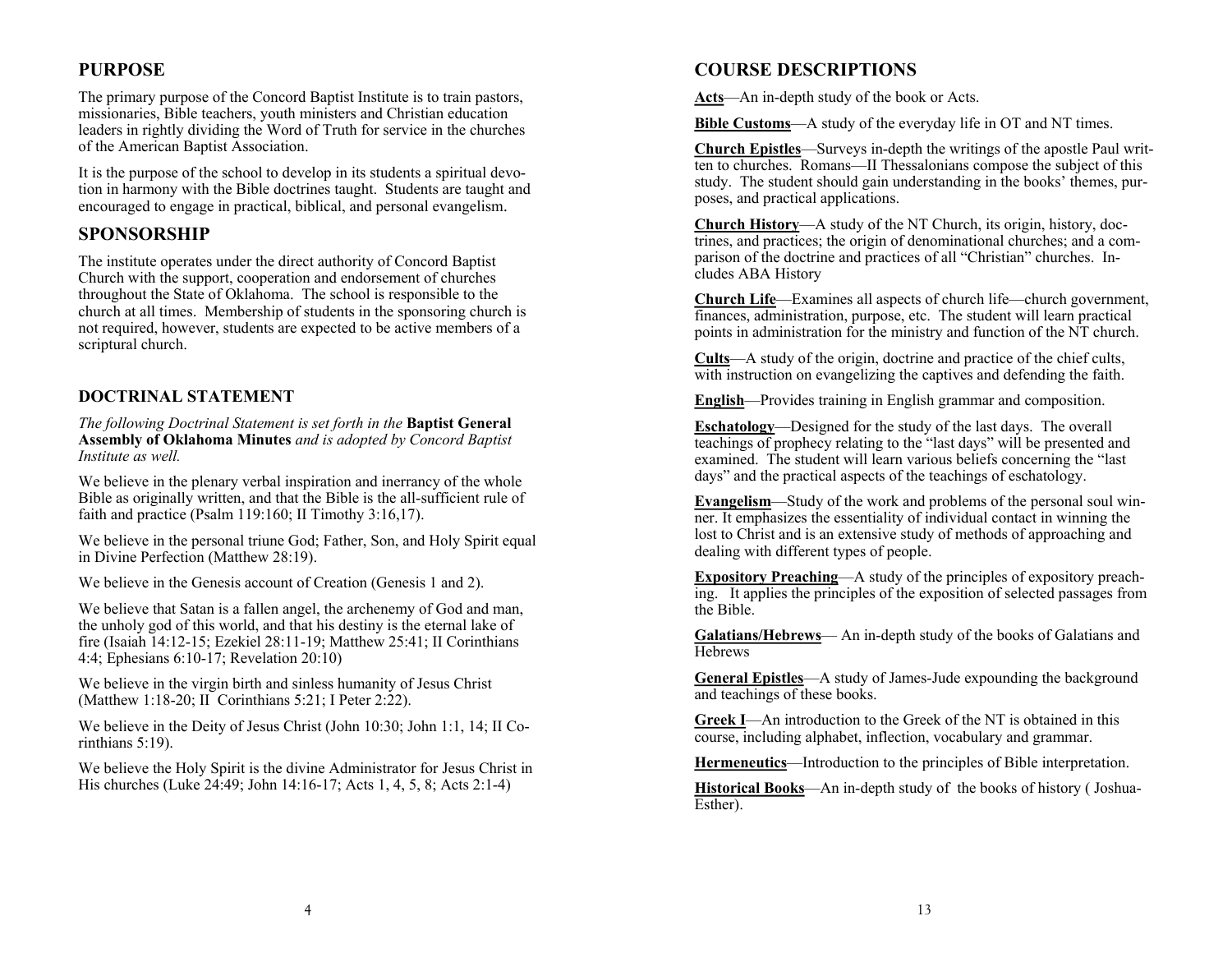## PURPOSE

The primary purpose of the Concord Baptist Institute is to train pastors, missionaries, Bible teachers, youth ministers and Christian education leaders in rightly dividing the Word of Truth for service in the churches of the American Baptist Association.

It is the purpose of the school to develop in its students a spiritual devotion in harmony with the Bible doctrines taught. Students are taught and encouraged to engage in practical, biblical, and personal evangelism.

## SPONSORSHIP

The institute operates under the direct authority of Concord Baptist Church with the support, cooperation and endorsement of churches throughout the State of Oklahoma. The school is responsible to the church at all times. Membership of students in the sponsoring church is not required, however, students are expected to be active members of a scriptural church.

### DOCTRINAL STATEMENT

*The following Doctrinal Statement is set forth in the* **Baptist General Assembly of Oklahoma Minutes** *and is adopted by Concord Baptist Institute as well.*

We believe in the plenary verbal inspiration and inerrancy of the whole Bible as originally written, and that the Bible is the all-sufficient rule of faith and practice (Psalm 119:160; II Timothy 3:16,17).

We believe in the personal triune God; Father, Son, and Holy Spirit equal in Divine Perfection (Matthew 28:19).

We believe in the Genesis account of Creation (Genesis 1 and 2).

We believe that Satan is a fallen angel, the archenemy of God and man, the unholy god of this world, and that his destiny is the eternal lake of fire (Isaiah 14:12-15; Ezekiel 28:11-19; Matthew 25:41; II Corinthians 4:4; Ephesians 6:10-17; Revelation 20:10)

We believe in the virgin birth and sinless humanity of Jesus Christ (Matthew 1:18-20; II Corinthians 5:21; I Peter 2:22).

We believe in the Deity of Jesus Christ (John 10:30; John 1:1, 14; II Corinthians 5:19).

We believe the Holy Spirit is the divine Administrator for Jesus Christ in His churches (Luke 24:49; John 14:16-17; Acts 1, 4, 5, 8; Acts 2:1-4)

## COURSE DESCRIPTIONS

**Acts**—An in-depth study of the book or Acts.

**Bible Customs**—A study of the everyday life in OT and NT times.

**Church Epistles**—Surveys in-depth the writings of the apostle Paul written to churches. Romans—II Thessalonians compose the subject of this study. The student should gain understanding in the books' themes, purposes, and practical applications.

**Church History**—A study of the NT Church, its origin, history, doctrines, and practices; the origin of denominational churches; and a comparison of the doctrine and practices of all "Christian" churches. Includes ABA History

**Church Life**—Examines all aspects of church life—church government, finances, administration, purpose, etc. The student will learn practical points in administration for the ministry and function of the NT church.

**Cults**—A study of the origin, doctrine and practice of the chief cults, with instruction on evangelizing the captives and defending the faith.

**English**—Provides training in English grammar and composition.

**Eschatology**—Designed for the study of the last days. The overall teachings of prophecy relating to the "last days" will be presented and examined. The student will learn various beliefs concerning the "last days" and the practical aspects of the teachings of eschatology.

**Evangelism**—Study of the work and problems of the personal soul winner. It emphasizes the essentiality of individual contact in winning the lost to Christ and is an extensive study of methods of approaching and dealing with different types of people.

**Expository Preaching**—A study of the principles of expository preaching. It applies the principles of the exposition of selected passages from the Bible.

**Galatians/Hebrews**— An in-depth study of the books of Galatians and Hebrews

**General Epistles**—A study of James-Jude expounding the background and teachings of these books.

**Greek I**—An introduction to the Greek of the NT is obtained in this course, including alphabet, inflection, vocabulary and grammar.

**Hermeneutics**—Introduction to the principles of Bible interpretation.

**Historical Books**—An in-depth study of the books of history ( Joshua-Esther).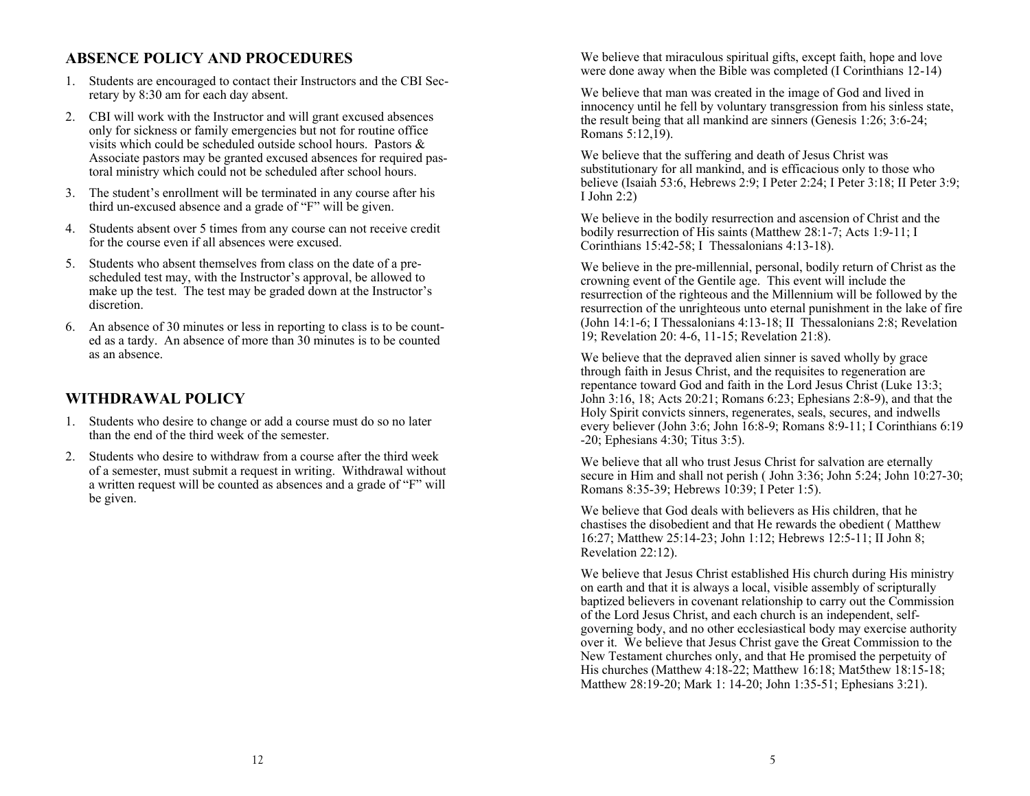## ABSENCE POLICY AND PROCEDURES

1. Students are encouraged to contact their Instructors and the CBI Secretary by 8:30 am for each day absent.
2. CBI will work with the Instructor and will grant excused absences only for sickness or family emergencies but not for routine office visits which could be scheduled outside school hours. Pastors & Associate pastors may be granted excused absences for required pastoral ministry which could not be scheduled after school hours.
3. The student's enrollment will be terminated in any course after his third un-excused absence and a grade of "F" will be given.
4. Students absent over 5 times from any course can not receive credit for the course even if all absences were excused.
5. Students who absent themselves from class on the date of a prescheduled test may, with the Instructor's approval, be allowed to make up the test. The test may be graded down at the Instructor's discretion.
6. An absence of 30 minutes or less in reporting to class is to be counted as a tardy. An absence of more than 30 minutes is to be counted as an absence.

## WITHDRAWAL POLICY

1. Students who desire to change or add a course must do so no later than the end of the third week of the semester.
2. Students who desire to withdraw from a course after the third week of a semester, must submit a request in writing. Withdrawal without a written request will be counted as absences and a grade of "F" will be given.

We believe that miraculous spiritual gifts, except faith, hope and love were done away when the Bible was completed (I Corinthians 12-14)

We believe that man was created in the image of God and lived in innocency until he fell by voluntary transgression from his sinless state, the result being that all mankind are sinners (Genesis 1:26; 3:6-24; Romans 5:12,19).

We believe that the suffering and death of Jesus Christ was substitutionary for all mankind, and is efficacious only to those who believe (Isaiah 53:6, Hebrews 2:9; I Peter 2:24; I Peter 3:18; II Peter 3:9; I John 2:2)

We believe in the bodily resurrection and ascension of Christ and the bodily resurrection of His saints (Matthew 28:1-7; Acts 1:9-11; I Corinthians 15:42-58; I Thessalonians 4:13-18).

We believe in the pre-millennial, personal, bodily return of Christ as the crowning event of the Gentile age. This event will include the resurrection of the righteous and the Millennium will be followed by the resurrection of the unrighteous unto eternal punishment in the lake of fire (John 14:1-6; I Thessalonians 4:13-18; II Thessalonians 2:8; Revelation 19; Revelation 20: 4-6, 11-15; Revelation 21:8).

We believe that the depraved alien sinner is saved wholly by grace through faith in Jesus Christ, and the requisites to regeneration are repentance toward God and faith in the Lord Jesus Christ (Luke 13:3; John 3:16, 18; Acts 20:21; Romans 6:23; Ephesians 2:8-9), and that the Holy Spirit convicts sinners, regenerates, seals, secures, and indwells every believer (John 3:6; John 16:8-9; Romans 8:9-11; I Corinthians 6:19 -20; Ephesians 4:30; Titus 3:5).

We believe that all who trust Jesus Christ for salvation are eternally secure in Him and shall not perish ( John 3:36; John 5:24; John 10:27-30; Romans 8:35-39; Hebrews 10:39; I Peter 1:5).

We believe that God deals with believers as His children, that he chastises the disobedient and that He rewards the obedient ( Matthew 16:27; Matthew 25:14-23; John 1:12; Hebrews 12:5-11; II John 8; Revelation 22:12).

We believe that Jesus Christ established His church during His ministry on earth and that it is always a local, visible assembly of scripturally baptized believers in covenant relationship to carry out the Commission of the Lord Jesus Christ, and each church is an independent, self-governing body, and no other ecclesiastical body may exercise authority over it. We believe that Jesus Christ gave the Great Commission to the New Testament churches only, and that He promised the perpetuity of His churches (Matthew 4:18-22; Matthew 16:18; Mat5thew 18:15-18; Matthew 28:19-20; Mark 1: 14-20; John 1:35-51; Ephesians 3:21).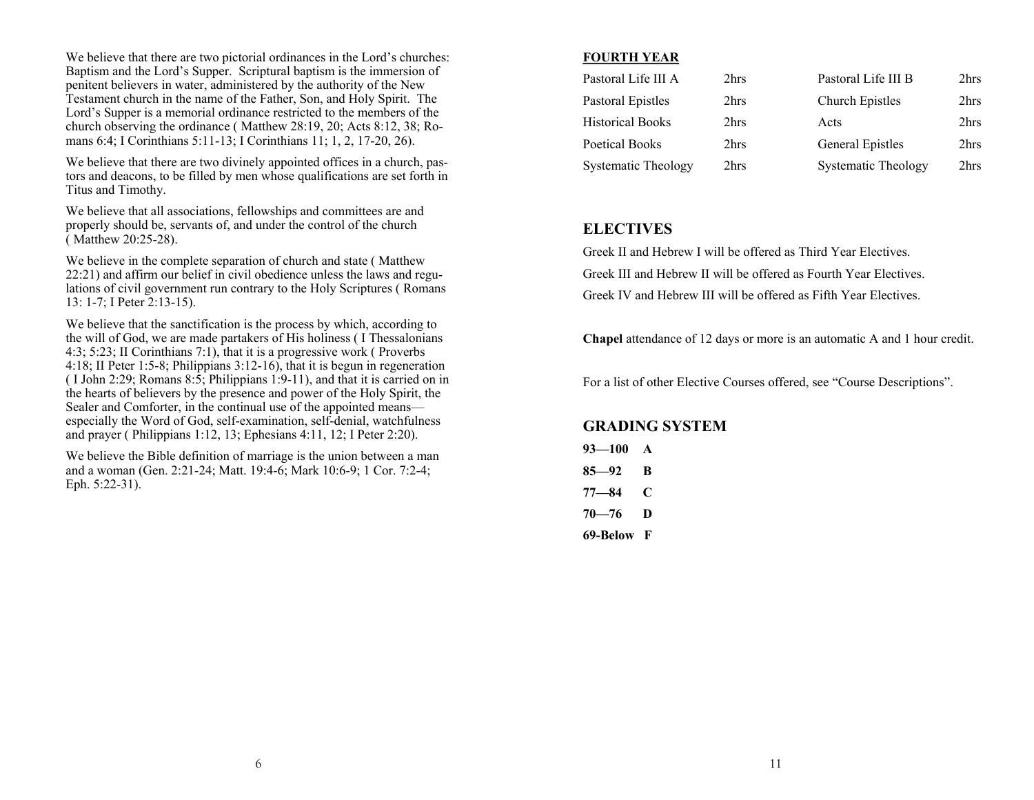We believe that there are two pictorial ordinances in the Lord's churches: Baptism and the Lord's Supper. Scriptural baptism is the immersion of penitent believers in water, administered by the authority of the New Testament church in the name of the Father, Son, and Holy Spirit. The Lord's Supper is a memorial ordinance restricted to the members of the church observing the ordinance ( Matthew 28:19, 20; Acts 8:12, 38; Romans 6:4; I Corinthians 5:11-13; I Corinthians 11; 1, 2, 17-20, 26).

We believe that there are two divinely appointed offices in a church, pastors and deacons, to be filled by men whose qualifications are set forth in Titus and Timothy.

We believe that all associations, fellowships and committees are and properly should be, servants of, and under the control of the church ( Matthew 20:25-28).

We believe in the complete separation of church and state ( Matthew 22:21) and affirm our belief in civil obedience unless the laws and regulations of civil government run contrary to the Holy Scriptures ( Romans 13: 1-7; I Peter 2:13-15).

We believe that the sanctification is the process by which, according to the will of God, we are made partakers of His holiness ( I Thessalonians 4:3; 5:23; II Corinthians 7:1), that it is a progressive work ( Proverbs 4:18; II Peter 1:5-8; Philippians 3:12-16), that it is begun in regeneration ( I John 2:29; Romans 8:5; Philippians 1:9-11), and that it is carried on in the hearts of believers by the presence and power of the Holy Spirit, the Sealer and Comforter, in the continual use of the appointed means—especially the Word of God, self-examination, self-denial, watchfulness and prayer ( Philippians 1:12, 13; Ephesians 4:11, 12; I Peter 2:20).

We believe the Bible definition of marriage is the union between a man and a woman (Gen. 2:21-24; Matt. 19:4-6; Mark 10:6-9; 1 Cor. 7:2-4; Eph. 5:22-31).

**FOURTH YEAR**

| | | | |
|---|---|---|---|
| Pastoral Life III A | 2hrs | Pastoral Life III B | 2hrs |
| Pastoral Epistles | 2hrs | Church Epistles | 2hrs |
| Historical Books | 2hrs | Acts | 2hrs |
| Poetical Books | 2hrs | General Epistles | 2hrs |
| Systematic Theology | 2hrs | Systematic Theology | 2hrs |

## ELECTIVES

Greek II and Hebrew I will be offered as Third Year Electives.

Greek III and Hebrew II will be offered as Fourth Year Electives.

Greek IV and Hebrew III will be offered as Fifth Year Electives.

**Chapel** attendance of 12 days or more is an automatic A and 1 hour credit.

For a list of other Elective Courses offered, see "Course Descriptions".

## GRADING SYSTEM

**93—100 A**

**85—92 B**

**77—84 C**

**70—76 D**

**69-Below F**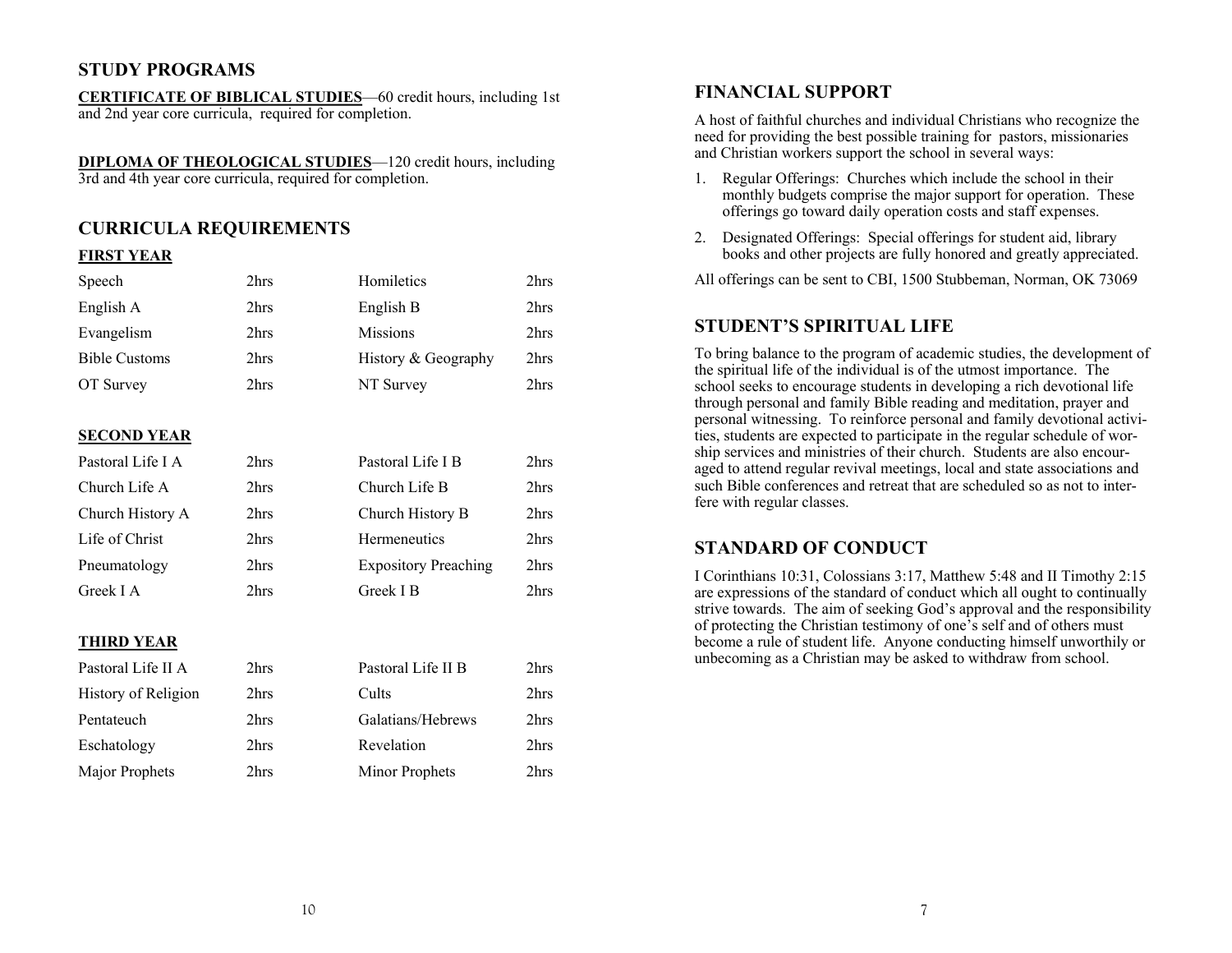## STUDY PROGRAMS

**CERTIFICATE OF BIBLICAL STUDIES**—60 credit hours, including 1st and 2nd year core curricula, required for completion.

**DIPLOMA OF THEOLOGICAL STUDIES**—120 credit hours, including 3rd and 4th year core curricula, required for completion.

## CURRICULA REQUIREMENTS

### FIRST YEAR

| | | | |
|---|---|---|---|
| Speech | 2hrs | Homiletics | 2hrs |
| English A | 2hrs | English B | 2hrs |
| Evangelism | 2hrs | Missions | 2hrs |
| Bible Customs | 2hrs | History & Geography | 2hrs |
| OT Survey | 2hrs | NT Survey | 2hrs |

### SECOND YEAR

| | | | |
|---|---|---|---|
| Pastoral Life I A | 2hrs | Pastoral Life I B | 2hrs |
| Church Life A | 2hrs | Church Life B | 2hrs |
| Church History A | 2hrs | Church History B | 2hrs |
| Life of Christ | 2hrs | Hermeneutics | 2hrs |
| Pneumatology | 2hrs | Expository Preaching | 2hrs |
| Greek I A | 2hrs | Greek I B | 2hrs |

### THIRD YEAR

| | | | |
|---|---|---|---|
| Pastoral Life II A | 2hrs | Pastoral Life II B | 2hrs |
| History of Religion | 2hrs | Cults | 2hrs |
| Pentateuch | 2hrs | Galatians/Hebrews | 2hrs |
| Eschatology | 2hrs | Revelation | 2hrs |
| Major Prophets | 2hrs | Minor Prophets | 2hrs |

## FINANCIAL SUPPORT

A host of faithful churches and individual Christians who recognize the need for providing the best possible training for pastors, missionaries and Christian workers support the school in several ways:

1. Regular Offerings: Churches which include the school in their monthly budgets comprise the major support for operation. These offerings go toward daily operation costs and staff expenses.
2. Designated Offerings: Special offerings for student aid, library books and other projects are fully honored and greatly appreciated.

All offerings can be sent to CBI, 1500 Stubbeman, Norman, OK 73069

## STUDENT'S SPIRITUAL LIFE

To bring balance to the program of academic studies, the development of the spiritual life of the individual is of the utmost importance. The school seeks to encourage students in developing a rich devotional life through personal and family Bible reading and meditation, prayer and personal witnessing. To reinforce personal and family devotional activities, students are expected to participate in the regular schedule of worship services and ministries of their church. Students are also encouraged to attend regular revival meetings, local and state associations and such Bible conferences and retreat that are scheduled so as not to interfere with regular classes.

## STANDARD OF CONDUCT

I Corinthians 10:31, Colossians 3:17, Matthew 5:48 and II Timothy 2:15 are expressions of the standard of conduct which all ought to continually strive towards. The aim of seeking God's approval and the responsibility of protecting the Christian testimony of one's self and of others must become a rule of student life. Anyone conducting himself unworthily or unbecoming as a Christian may be asked to withdraw from school.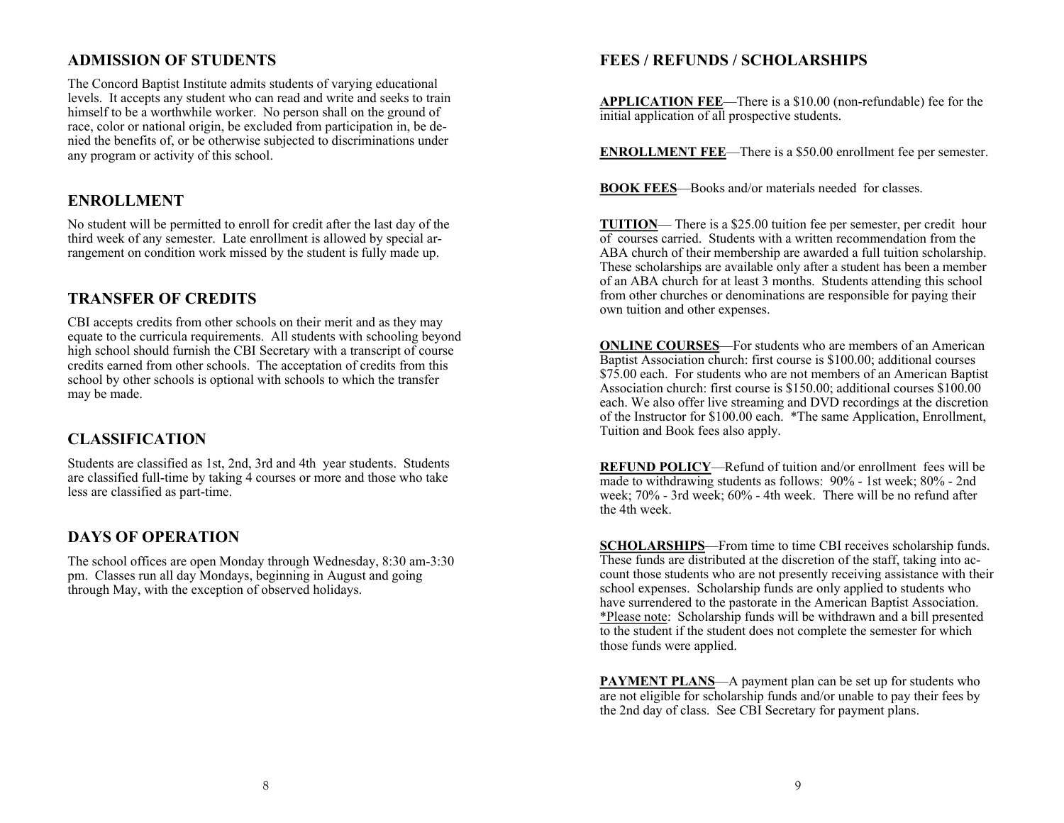## ADMISSION OF STUDENTS

The Concord Baptist Institute admits students of varying educational levels. It accepts any student who can read and write and seeks to train himself to be a worthwhile worker. No person shall on the ground of race, color or national origin, be excluded from participation in, be denied the benefits of, or be otherwise subjected to discriminations under any program or activity of this school.

## ENROLLMENT

No student will be permitted to enroll for credit after the last day of the third week of any semester. Late enrollment is allowed by special arrangement on condition work missed by the student is fully made up.

## TRANSFER OF CREDITS

CBI accepts credits from other schools on their merit and as they may equate to the curricula requirements. All students with schooling beyond high school should furnish the CBI Secretary with a transcript of course credits earned from other schools. The acceptation of credits from this school by other schools is optional with schools to which the transfer may be made.

## CLASSIFICATION

Students are classified as 1st, 2nd, 3rd and 4th year students. Students are classified full-time by taking 4 courses or more and those who take less are classified as part-time.

## DAYS OF OPERATION

The school offices are open Monday through Wednesday, 8:30 am-3:30 pm. Classes run all day Mondays, beginning in August and going through May, with the exception of observed holidays.

## FEES / REFUNDS / SCHOLARSHIPS

**APPLICATION FEE**—There is a $10.00 (non-refundable) fee for the initial application of all prospective students.

**ENROLLMENT FEE**—There is a $50.00 enrollment fee per semester.

**BOOK FEES**—Books and/or materials needed for classes.

**TUITION**— There is a $25.00 tuition fee per semester, per credit hour of courses carried. Students with a written recommendation from the ABA church of their membership are awarded a full tuition scholarship. These scholarships are available only after a student has been a member of an ABA church for at least 3 months. Students attending this school from other churches or denominations are responsible for paying their own tuition and other expenses.

**ONLINE COURSES**—For students who are members of an American Baptist Association church: first course is $100.00; additional courses $75.00 each. For students who are not members of an American Baptist Association church: first course is $150.00; additional courses $100.00 each. We also offer live streaming and DVD recordings at the discretion of the Instructor for $100.00 each. *The same Application, Enrollment, Tuition and Book fees also apply.

**REFUND POLICY**—Refund of tuition and/or enrollment fees will be made to withdrawing students as follows: 90% - 1st week; 80% - 2nd week; 70% - 3rd week; 60% - 4th week. There will be no refund after the 4th week.

**SCHOLARSHIPS**—From time to time CBI receives scholarship funds. These funds are distributed at the discretion of the staff, taking into account those students who are not presently receiving assistance with their school expenses. Scholarship funds are only applied to students who have surrendered to the pastorate in the American Baptist Association. *Please note: Scholarship funds will be withdrawn and a bill presented to the student if the student does not complete the semester for which those funds were applied.

**PAYMENT PLANS**—A payment plan can be set up for students who are not eligible for scholarship funds and/or unable to pay their fees by the 2nd day of class. See CBI Secretary for payment plans.